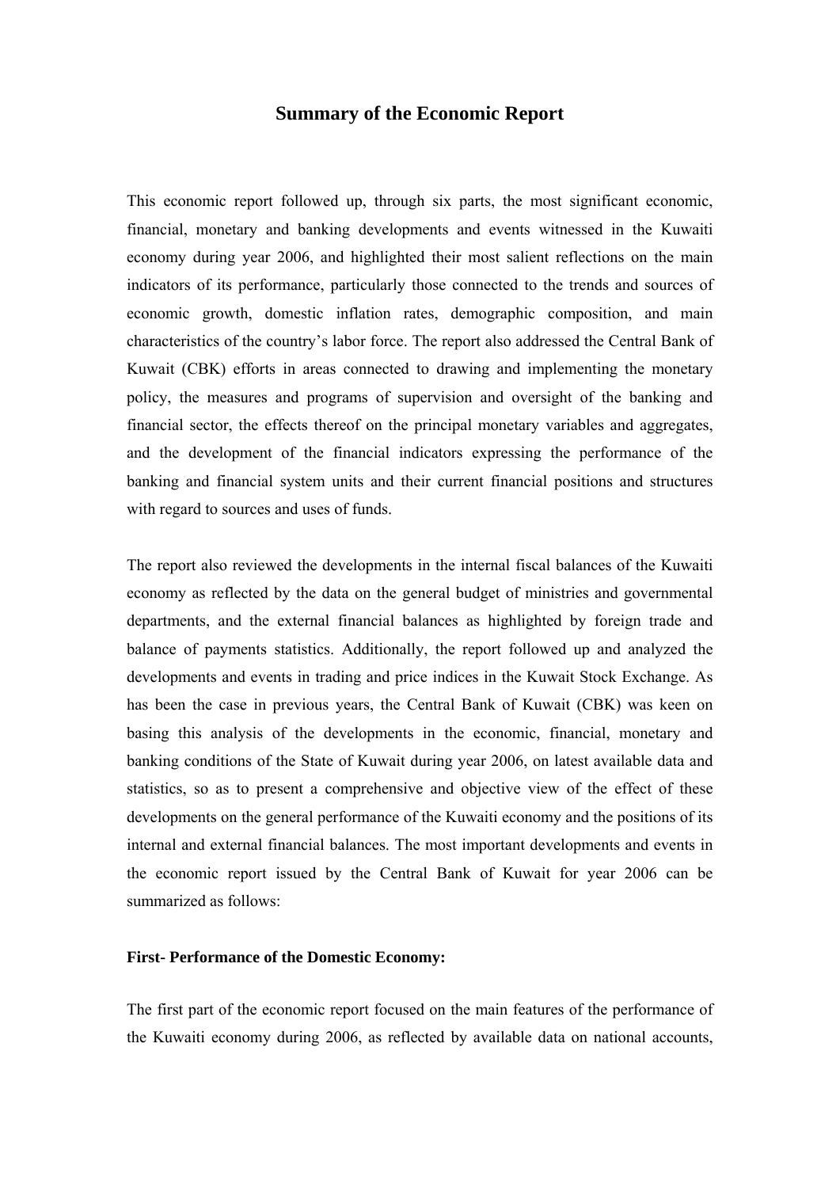# Summary of the Economic Report

This economic report followed up, through six parts, the most significant economic, financial, monetary and banking developments and events witnessed in the Kuwaiti economy during year 2006, and highlighted their most salient reflections on the main indicators of its performance, particularly those connected to the trends and sources of economic growth, domestic inflation rates, demographic composition, and main characteristics of the country's labor force. The report also addressed the Central Bank of Kuwait (CBK) efforts in areas connected to drawing and implementing the monetary policy, the measures and programs of supervision and oversight of the banking and financial sector, the effects thereof on the principal monetary variables and aggregates, and the development of the financial indicators expressing the performance of the banking and financial system units and their current financial positions and structures with regard to sources and uses of funds.

The report also reviewed the developments in the internal fiscal balances of the Kuwaiti economy as reflected by the data on the general budget of ministries and governmental departments, and the external financial balances as highlighted by foreign trade and balance of payments statistics. Additionally, the report followed up and analyzed the developments and events in trading and price indices in the Kuwait Stock Exchange. As has been the case in previous years, the Central Bank of Kuwait (CBK) was keen on basing this analysis of the developments in the economic, financial, monetary and banking conditions of the State of Kuwait during year 2006, on latest available data and statistics, so as to present a comprehensive and objective view of the effect of these developments on the general performance of the Kuwaiti economy and the positions of its internal and external financial balances. The most important developments and events in the economic report issued by the Central Bank of Kuwait for year 2006 can be summarized as follows:

**First- Performance of the Domestic Economy:**

The first part of the economic report focused on the main features of the performance of the Kuwaiti economy during 2006, as reflected by available data on national accounts,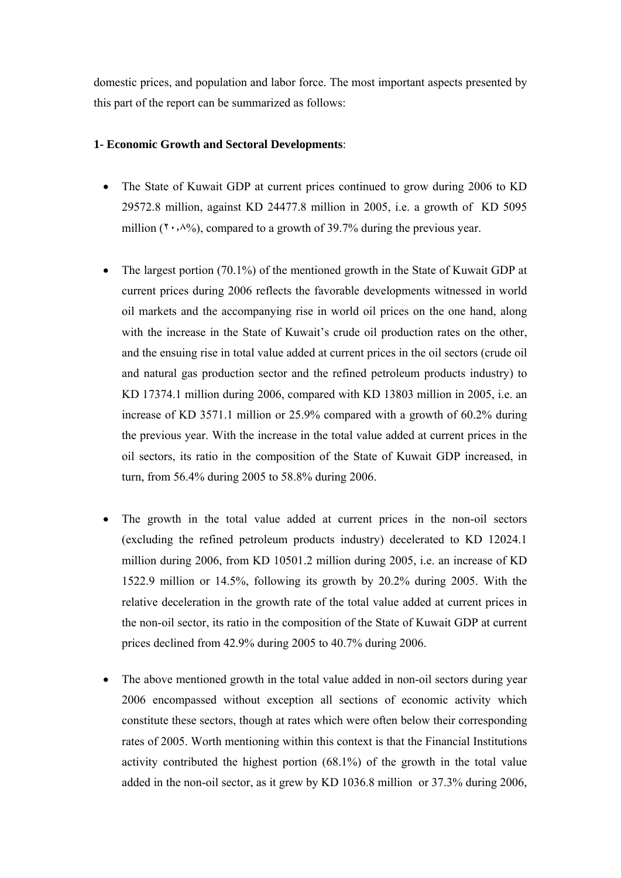domestic prices, and population and labor force. The most important aspects presented by this part of the report can be summarized as follows:

**1- Economic Growth and Sectoral Developments**:

- The State of Kuwait GDP at current prices continued to grow during 2006 to KD 29572.8 million, against KD 24477.8 million in 2005, i.e. a growth of KD 5095 million (٢٠،٨%), compared to a growth of 39.7% during the previous year.

- The largest portion (70.1%) of the mentioned growth in the State of Kuwait GDP at current prices during 2006 reflects the favorable developments witnessed in world oil markets and the accompanying rise in world oil prices on the one hand, along with the increase in the State of Kuwait's crude oil production rates on the other, and the ensuing rise in total value added at current prices in the oil sectors (crude oil and natural gas production sector and the refined petroleum products industry) to KD 17374.1 million during 2006, compared with KD 13803 million in 2005, i.e. an increase of KD 3571.1 million or 25.9% compared with a growth of 60.2% during the previous year. With the increase in the total value added at current prices in the oil sectors, its ratio in the composition of the State of Kuwait GDP increased, in turn, from 56.4% during 2005 to 58.8% during 2006.

- The growth in the total value added at current prices in the non-oil sectors (excluding the refined petroleum products industry) decelerated to KD 12024.1 million during 2006, from KD 10501.2 million during 2005, i.e. an increase of KD 1522.9 million or 14.5%, following its growth by 20.2% during 2005. With the relative deceleration in the growth rate of the total value added at current prices in the non-oil sector, its ratio in the composition of the State of Kuwait GDP at current prices declined from 42.9% during 2005 to 40.7% during 2006.

- The above mentioned growth in the total value added in non-oil sectors during year 2006 encompassed without exception all sections of economic activity which constitute these sectors, though at rates which were often below their corresponding rates of 2005. Worth mentioning within this context is that the Financial Institutions activity contributed the highest portion (68.1%) of the growth in the total value added in the non-oil sector, as it grew by KD 1036.8 million or 37.3% during 2006,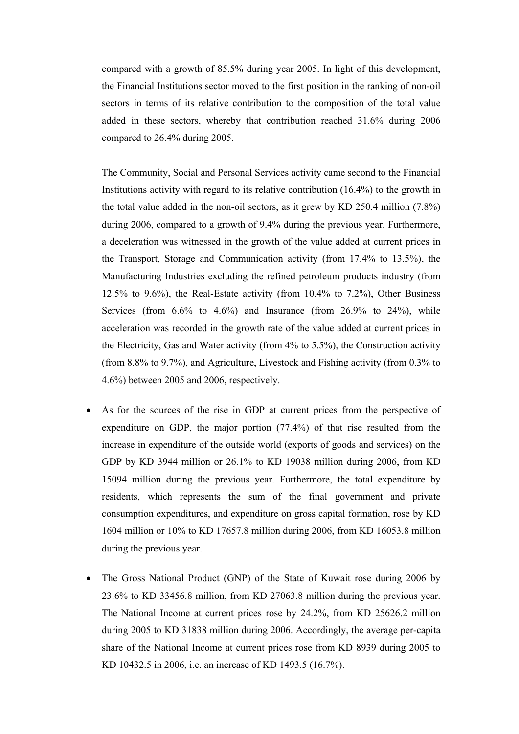compared with a growth of 85.5% during year 2005. In light of this development, the Financial Institutions sector moved to the first position in the ranking of non-oil sectors in terms of its relative contribution to the composition of the total value added in these sectors, whereby that contribution reached 31.6% during 2006 compared to 26.4% during 2005.

The Community, Social and Personal Services activity came second to the Financial Institutions activity with regard to its relative contribution (16.4%) to the growth in the total value added in the non-oil sectors, as it grew by KD 250.4 million (7.8%) during 2006, compared to a growth of 9.4% during the previous year. Furthermore, a deceleration was witnessed in the growth of the value added at current prices in the Transport, Storage and Communication activity (from 17.4% to 13.5%), the Manufacturing Industries excluding the refined petroleum products industry (from 12.5% to 9.6%), the Real-Estate activity (from 10.4% to 7.2%), Other Business Services (from 6.6% to 4.6%) and Insurance (from 26.9% to 24%), while acceleration was recorded in the growth rate of the value added at current prices in the Electricity, Gas and Water activity (from 4% to 5.5%), the Construction activity (from 8.8% to 9.7%), and Agriculture, Livestock and Fishing activity (from 0.3% to 4.6%) between 2005 and 2006, respectively.

- As for the sources of the rise in GDP at current prices from the perspective of expenditure on GDP, the major portion (77.4%) of that rise resulted from the increase in expenditure of the outside world (exports of goods and services) on the GDP by KD 3944 million or 26.1% to KD 19038 million during 2006, from KD 15094 million during the previous year. Furthermore, the total expenditure by residents, which represents the sum of the final government and private consumption expenditures, and expenditure on gross capital formation, rose by KD 1604 million or 10% to KD 17657.8 million during 2006, from KD 16053.8 million during the previous year.

- The Gross National Product (GNP) of the State of Kuwait rose during 2006 by 23.6% to KD 33456.8 million, from KD 27063.8 million during the previous year. The National Income at current prices rose by 24.2%, from KD 25626.2 million during 2005 to KD 31838 million during 2006. Accordingly, the average per-capita share of the National Income at current prices rose from KD 8939 during 2005 to KD 10432.5 in 2006, i.e. an increase of KD 1493.5 (16.7%).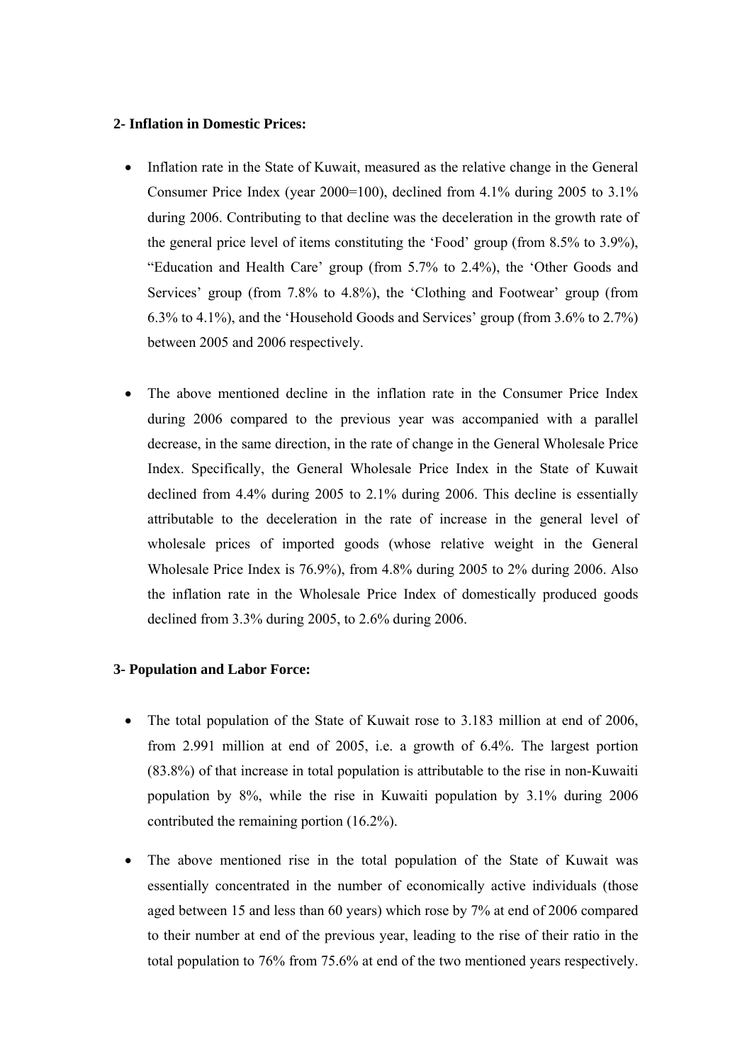**2- Inflation in Domestic Prices:**

- Inflation rate in the State of Kuwait, measured as the relative change in the General Consumer Price Index (year 2000=100), declined from 4.1% during 2005 to 3.1% during 2006. Contributing to that decline was the deceleration in the growth rate of the general price level of items constituting the 'Food' group (from 8.5% to 3.9%), "Education and Health Care' group (from 5.7% to 2.4%), the 'Other Goods and Services' group (from 7.8% to 4.8%), the 'Clothing and Footwear' group (from 6.3% to 4.1%), and the 'Household Goods and Services' group (from 3.6% to 2.7%) between 2005 and 2006 respectively.

- The above mentioned decline in the inflation rate in the Consumer Price Index during 2006 compared to the previous year was accompanied with a parallel decrease, in the same direction, in the rate of change in the General Wholesale Price Index. Specifically, the General Wholesale Price Index in the State of Kuwait declined from 4.4% during 2005 to 2.1% during 2006. This decline is essentially attributable to the deceleration in the rate of increase in the general level of wholesale prices of imported goods (whose relative weight in the General Wholesale Price Index is 76.9%), from 4.8% during 2005 to 2% during 2006. Also the inflation rate in the Wholesale Price Index of domestically produced goods declined from 3.3% during 2005, to 2.6% during 2006.

**3- Population and Labor Force:**

- The total population of the State of Kuwait rose to 3.183 million at end of 2006, from 2.991 million at end of 2005, i.e. a growth of 6.4%. The largest portion (83.8%) of that increase in total population is attributable to the rise in non-Kuwaiti population by 8%, while the rise in Kuwaiti population by 3.1% during 2006 contributed the remaining portion (16.2%).

- The above mentioned rise in the total population of the State of Kuwait was essentially concentrated in the number of economically active individuals (those aged between 15 and less than 60 years) which rose by 7% at end of 2006 compared to their number at end of the previous year, leading to the rise of their ratio in the total population to 76% from 75.6% at end of the two mentioned years respectively.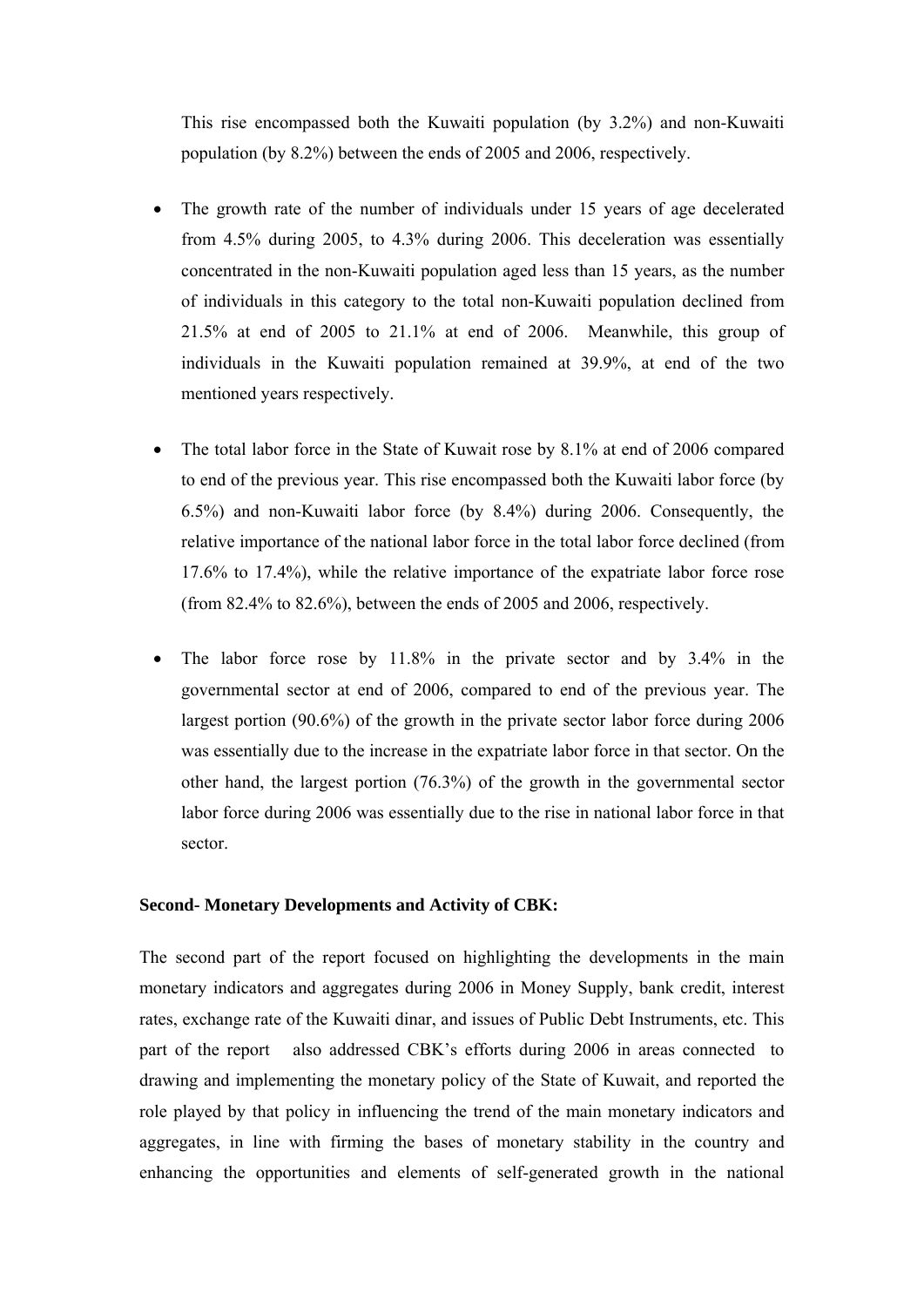This rise encompassed both the Kuwaiti population (by 3.2%) and non-Kuwaiti population (by 8.2%) between the ends of 2005 and 2006, respectively.

- The growth rate of the number of individuals under 15 years of age decelerated from 4.5% during 2005, to 4.3% during 2006. This deceleration was essentially concentrated in the non-Kuwaiti population aged less than 15 years, as the number of individuals in this category to the total non-Kuwaiti population declined from 21.5% at end of 2005 to 21.1% at end of 2006. Meanwhile, this group of individuals in the Kuwaiti population remained at 39.9%, at end of the two mentioned years respectively.

- The total labor force in the State of Kuwait rose by 8.1% at end of 2006 compared to end of the previous year. This rise encompassed both the Kuwaiti labor force (by 6.5%) and non-Kuwaiti labor force (by 8.4%) during 2006. Consequently, the relative importance of the national labor force in the total labor force declined (from 17.6% to 17.4%), while the relative importance of the expatriate labor force rose (from 82.4% to 82.6%), between the ends of 2005 and 2006, respectively.

- The labor force rose by 11.8% in the private sector and by 3.4% in the governmental sector at end of 2006, compared to end of the previous year. The largest portion (90.6%) of the growth in the private sector labor force during 2006 was essentially due to the increase in the expatriate labor force in that sector. On the other hand, the largest portion (76.3%) of the growth in the governmental sector labor force during 2006 was essentially due to the rise in national labor force in that sector.

**Second- Monetary Developments and Activity of CBK:**

The second part of the report focused on highlighting the developments in the main monetary indicators and aggregates during 2006 in Money Supply, bank credit, interest rates, exchange rate of the Kuwaiti dinar, and issues of Public Debt Instruments, etc. This part of the report also addressed CBK's efforts during 2006 in areas connected to drawing and implementing the monetary policy of the State of Kuwait, and reported the role played by that policy in influencing the trend of the main monetary indicators and aggregates, in line with firming the bases of monetary stability in the country and enhancing the opportunities and elements of self-generated growth in the national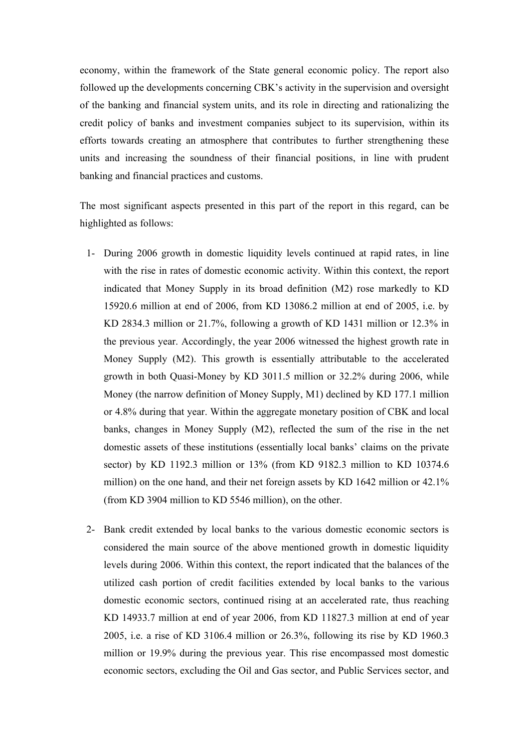economy, within the framework of the State general economic policy. The report also followed up the developments concerning CBK's activity in the supervision and oversight of the banking and financial system units, and its role in directing and rationalizing the credit policy of banks and investment companies subject to its supervision, within its efforts towards creating an atmosphere that contributes to further strengthening these units and increasing the soundness of their financial positions, in line with prudent banking and financial practices and customs.

The most significant aspects presented in this part of the report in this regard, can be highlighted as follows:

1- During 2006 growth in domestic liquidity levels continued at rapid rates, in line with the rise in rates of domestic economic activity. Within this context, the report indicated that Money Supply in its broad definition (M2) rose markedly to KD 15920.6 million at end of 2006, from KD 13086.2 million at end of 2005, i.e. by KD 2834.3 million or 21.7%, following a growth of KD 1431 million or 12.3% in the previous year. Accordingly, the year 2006 witnessed the highest growth rate in Money Supply (M2). This growth is essentially attributable to the accelerated growth in both Quasi-Money by KD 3011.5 million or 32.2% during 2006, while Money (the narrow definition of Money Supply, M1) declined by KD 177.1 million or 4.8% during that year. Within the aggregate monetary position of CBK and local banks, changes in Money Supply (M2), reflected the sum of the rise in the net domestic assets of these institutions (essentially local banks' claims on the private sector) by KD 1192.3 million or 13% (from KD 9182.3 million to KD 10374.6 million) on the one hand, and their net foreign assets by KD 1642 million or 42.1% (from KD 3904 million to KD 5546 million), on the other.

2- Bank credit extended by local banks to the various domestic economic sectors is considered the main source of the above mentioned growth in domestic liquidity levels during 2006. Within this context, the report indicated that the balances of the utilized cash portion of credit facilities extended by local banks to the various domestic economic sectors, continued rising at an accelerated rate, thus reaching KD 14933.7 million at end of year 2006, from KD 11827.3 million at end of year 2005, i.e. a rise of KD 3106.4 million or 26.3%, following its rise by KD 1960.3 million or 19.9% during the previous year. This rise encompassed most domestic economic sectors, excluding the Oil and Gas sector, and Public Services sector, and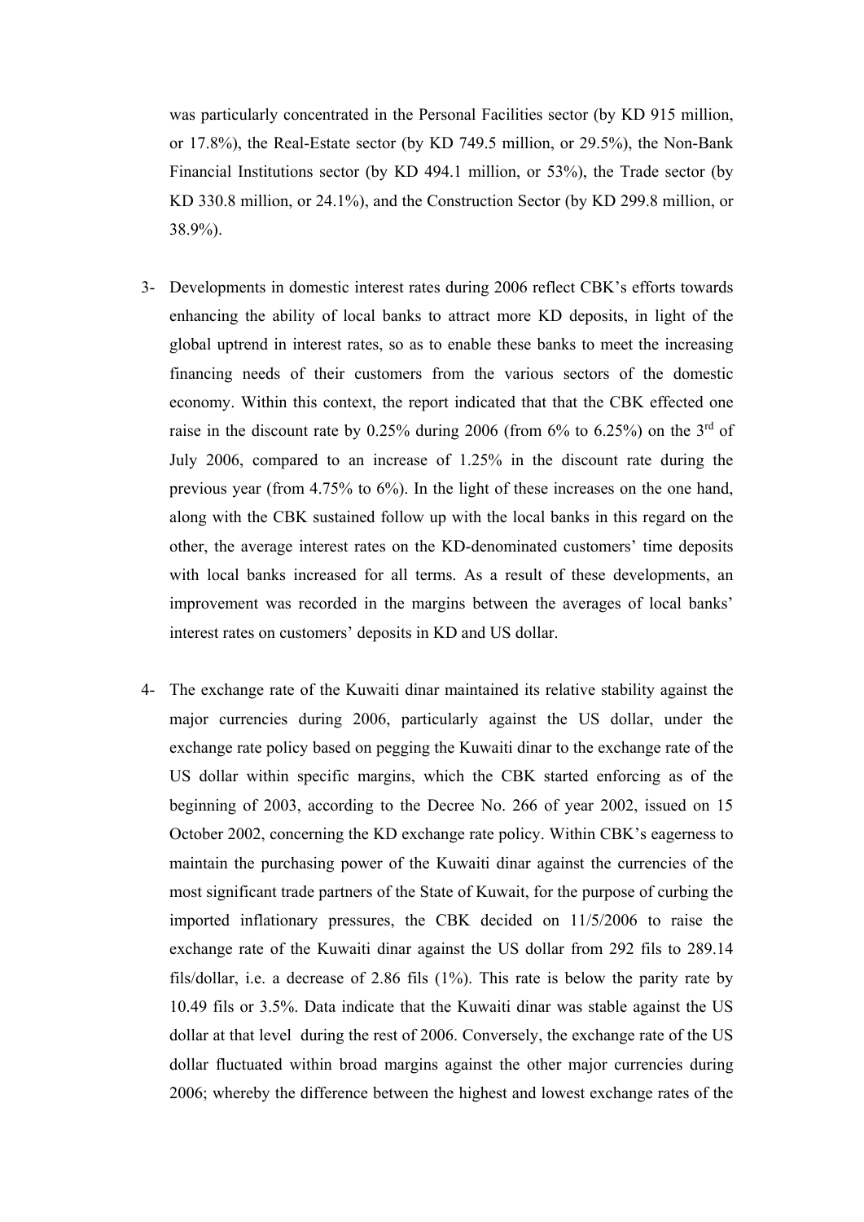was particularly concentrated in the Personal Facilities sector (by KD 915 million, or 17.8%), the Real-Estate sector (by KD 749.5 million, or 29.5%), the Non-Bank Financial Institutions sector (by KD 494.1 million, or 53%), the Trade sector (by KD 330.8 million, or 24.1%), and the Construction Sector (by KD 299.8 million, or 38.9%).

3- Developments in domestic interest rates during 2006 reflect CBK's efforts towards enhancing the ability of local banks to attract more KD deposits, in light of the global uptrend in interest rates, so as to enable these banks to meet the increasing financing needs of their customers from the various sectors of the domestic economy. Within this context, the report indicated that that the CBK effected one raise in the discount rate by 0.25% during 2006 (from 6% to 6.25%) on the 3rd of July 2006, compared to an increase of 1.25% in the discount rate during the previous year (from 4.75% to 6%). In the light of these increases on the one hand, along with the CBK sustained follow up with the local banks in this regard on the other, the average interest rates on the KD-denominated customers' time deposits with local banks increased for all terms. As a result of these developments, an improvement was recorded in the margins between the averages of local banks' interest rates on customers' deposits in KD and US dollar.

4- The exchange rate of the Kuwaiti dinar maintained its relative stability against the major currencies during 2006, particularly against the US dollar, under the exchange rate policy based on pegging the Kuwaiti dinar to the exchange rate of the US dollar within specific margins, which the CBK started enforcing as of the beginning of 2003, according to the Decree No. 266 of year 2002, issued on 15 October 2002, concerning the KD exchange rate policy. Within CBK's eagerness to maintain the purchasing power of the Kuwaiti dinar against the currencies of the most significant trade partners of the State of Kuwait, for the purpose of curbing the imported inflationary pressures, the CBK decided on 11/5/2006 to raise the exchange rate of the Kuwaiti dinar against the US dollar from 292 fils to 289.14 fils/dollar, i.e. a decrease of 2.86 fils (1%). This rate is below the parity rate by 10.49 fils or 3.5%. Data indicate that the Kuwaiti dinar was stable against the US dollar at that level during the rest of 2006. Conversely, the exchange rate of the US dollar fluctuated within broad margins against the other major currencies during 2006; whereby the difference between the highest and lowest exchange rates of the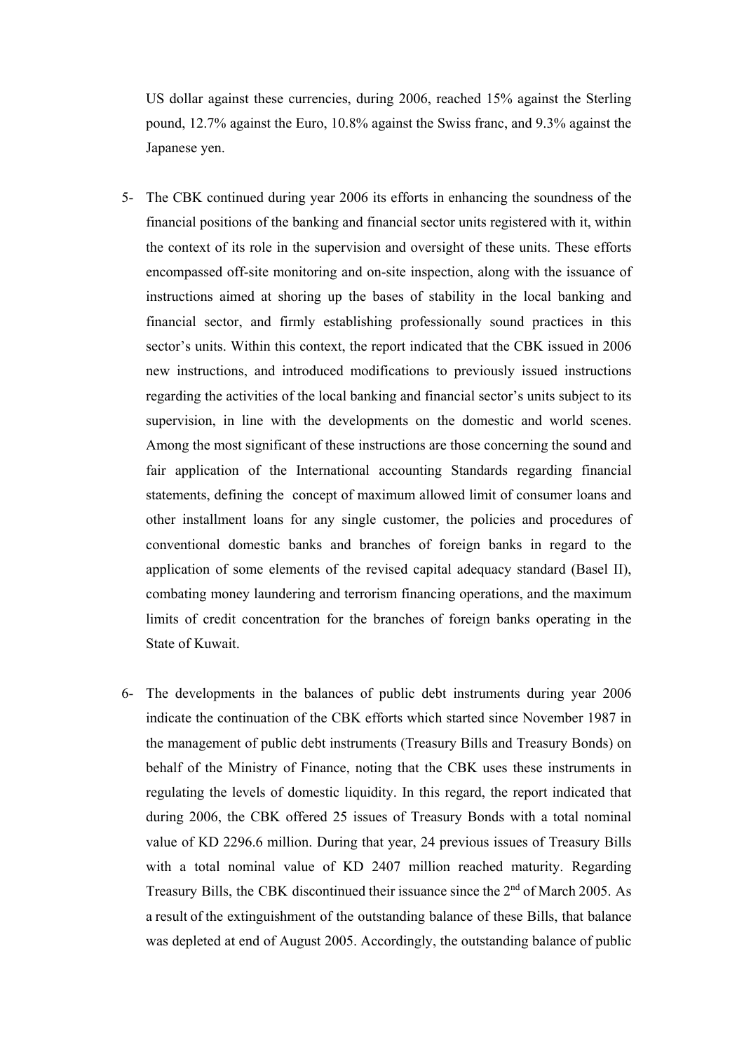US dollar against these currencies, during 2006, reached 15% against the Sterling pound, 12.7% against the Euro, 10.8% against the Swiss franc, and 9.3% against the Japanese yen.

5- The CBK continued during year 2006 its efforts in enhancing the soundness of the financial positions of the banking and financial sector units registered with it, within the context of its role in the supervision and oversight of these units. These efforts encompassed off-site monitoring and on-site inspection, along with the issuance of instructions aimed at shoring up the bases of stability in the local banking and financial sector, and firmly establishing professionally sound practices in this sector's units. Within this context, the report indicated that the CBK issued in 2006 new instructions, and introduced modifications to previously issued instructions regarding the activities of the local banking and financial sector's units subject to its supervision, in line with the developments on the domestic and world scenes. Among the most significant of these instructions are those concerning the sound and fair application of the International accounting Standards regarding financial statements, defining the concept of maximum allowed limit of consumer loans and other installment loans for any single customer, the policies and procedures of conventional domestic banks and branches of foreign banks in regard to the application of some elements of the revised capital adequacy standard (Basel II), combating money laundering and terrorism financing operations, and the maximum limits of credit concentration for the branches of foreign banks operating in the State of Kuwait.

6- The developments in the balances of public debt instruments during year 2006 indicate the continuation of the CBK efforts which started since November 1987 in the management of public debt instruments (Treasury Bills and Treasury Bonds) on behalf of the Ministry of Finance, noting that the CBK uses these instruments in regulating the levels of domestic liquidity. In this regard, the report indicated that during 2006, the CBK offered 25 issues of Treasury Bonds with a total nominal value of KD 2296.6 million. During that year, 24 previous issues of Treasury Bills with a total nominal value of KD 2407 million reached maturity. Regarding Treasury Bills, the CBK discontinued their issuance since the 2nd of March 2005. As a result of the extinguishment of the outstanding balance of these Bills, that balance was depleted at end of August 2005. Accordingly, the outstanding balance of public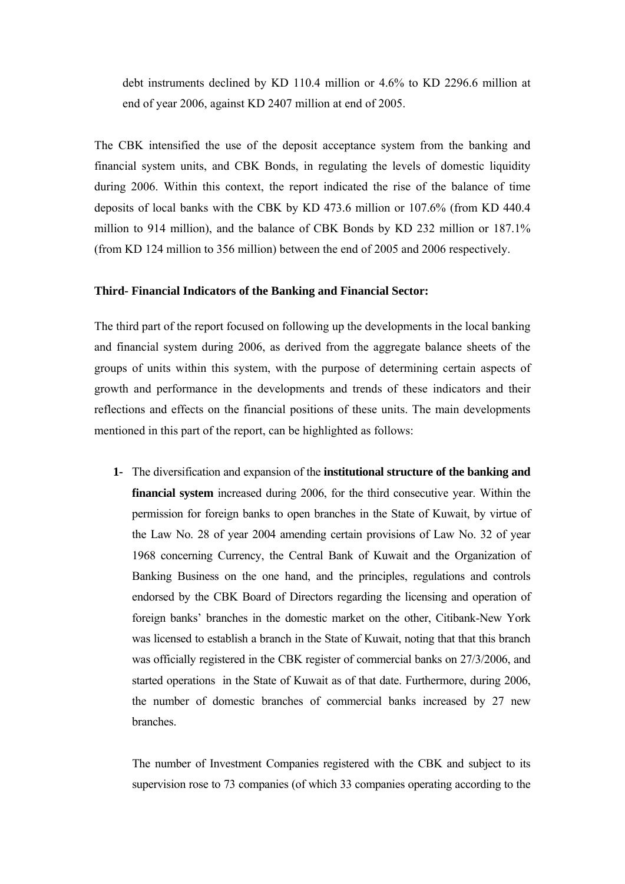debt instruments declined by KD 110.4 million or 4.6% to KD 2296.6 million at end of year 2006, against KD 2407 million at end of 2005.

The CBK intensified the use of the deposit acceptance system from the banking and financial system units, and CBK Bonds, in regulating the levels of domestic liquidity during 2006. Within this context, the report indicated the rise of the balance of time deposits of local banks with the CBK by KD 473.6 million or 107.6% (from KD 440.4 million to 914 million), and the balance of CBK Bonds by KD 232 million or 187.1% (from KD 124 million to 356 million) between the end of 2005 and 2006 respectively.

**Third- Financial Indicators of the Banking and Financial Sector:**

The third part of the report focused on following up the developments in the local banking and financial system during 2006, as derived from the aggregate balance sheets of the groups of units within this system, with the purpose of determining certain aspects of growth and performance in the developments and trends of these indicators and their reflections and effects on the financial positions of these units. The main developments mentioned in this part of the report, can be highlighted as follows:

**1-** The diversification and expansion of the **institutional structure of the banking and financial system** increased during 2006, for the third consecutive year. Within the permission for foreign banks to open branches in the State of Kuwait, by virtue of the Law No. 28 of year 2004 amending certain provisions of Law No. 32 of year 1968 concerning Currency, the Central Bank of Kuwait and the Organization of Banking Business on the one hand, and the principles, regulations and controls endorsed by the CBK Board of Directors regarding the licensing and operation of foreign banks' branches in the domestic market on the other, Citibank-New York was licensed to establish a branch in the State of Kuwait, noting that that this branch was officially registered in the CBK register of commercial banks on 27/3/2006, and started operations in the State of Kuwait as of that date. Furthermore, during 2006, the number of domestic branches of commercial banks increased by 27 new branches.

The number of Investment Companies registered with the CBK and subject to its supervision rose to 73 companies (of which 33 companies operating according to the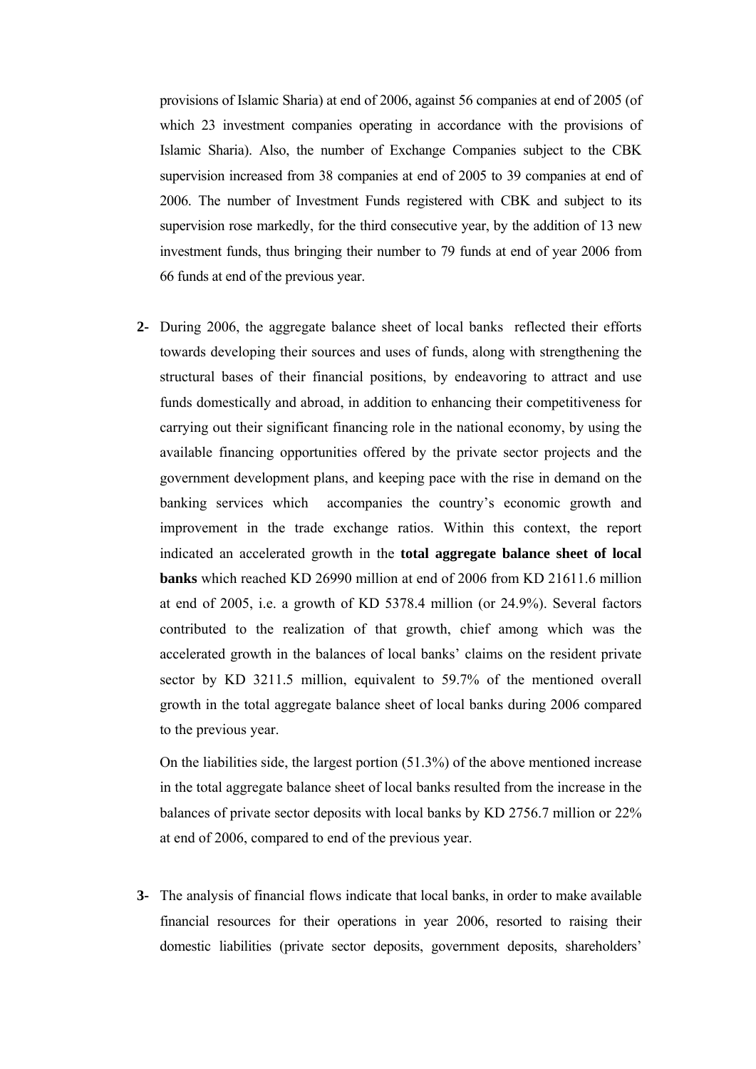provisions of Islamic Sharia) at end of 2006, against 56 companies at end of 2005 (of which 23 investment companies operating in accordance with the provisions of Islamic Sharia). Also, the number of Exchange Companies subject to the CBK supervision increased from 38 companies at end of 2005 to 39 companies at end of 2006. The number of Investment Funds registered with CBK and subject to its supervision rose markedly, for the third consecutive year, by the addition of 13 new investment funds, thus bringing their number to 79 funds at end of year 2006 from 66 funds at end of the previous year.

**2-** During 2006, the aggregate balance sheet of local banks reflected their efforts towards developing their sources and uses of funds, along with strengthening the structural bases of their financial positions, by endeavoring to attract and use funds domestically and abroad, in addition to enhancing their competitiveness for carrying out their significant financing role in the national economy, by using the available financing opportunities offered by the private sector projects and the government development plans, and keeping pace with the rise in demand on the banking services which accompanies the country's economic growth and improvement in the trade exchange ratios. Within this context, the report indicated an accelerated growth in the **total aggregate balance sheet of local banks** which reached KD 26990 million at end of 2006 from KD 21611.6 million at end of 2005, i.e. a growth of KD 5378.4 million (or 24.9%). Several factors contributed to the realization of that growth, chief among which was the accelerated growth in the balances of local banks' claims on the resident private sector by KD 3211.5 million, equivalent to 59.7% of the mentioned overall growth in the total aggregate balance sheet of local banks during 2006 compared to the previous year.

On the liabilities side, the largest portion (51.3%) of the above mentioned increase in the total aggregate balance sheet of local banks resulted from the increase in the balances of private sector deposits with local banks by KD 2756.7 million or 22% at end of 2006, compared to end of the previous year.

**3-** The analysis of financial flows indicate that local banks, in order to make available financial resources for their operations in year 2006, resorted to raising their domestic liabilities (private sector deposits, government deposits, shareholders'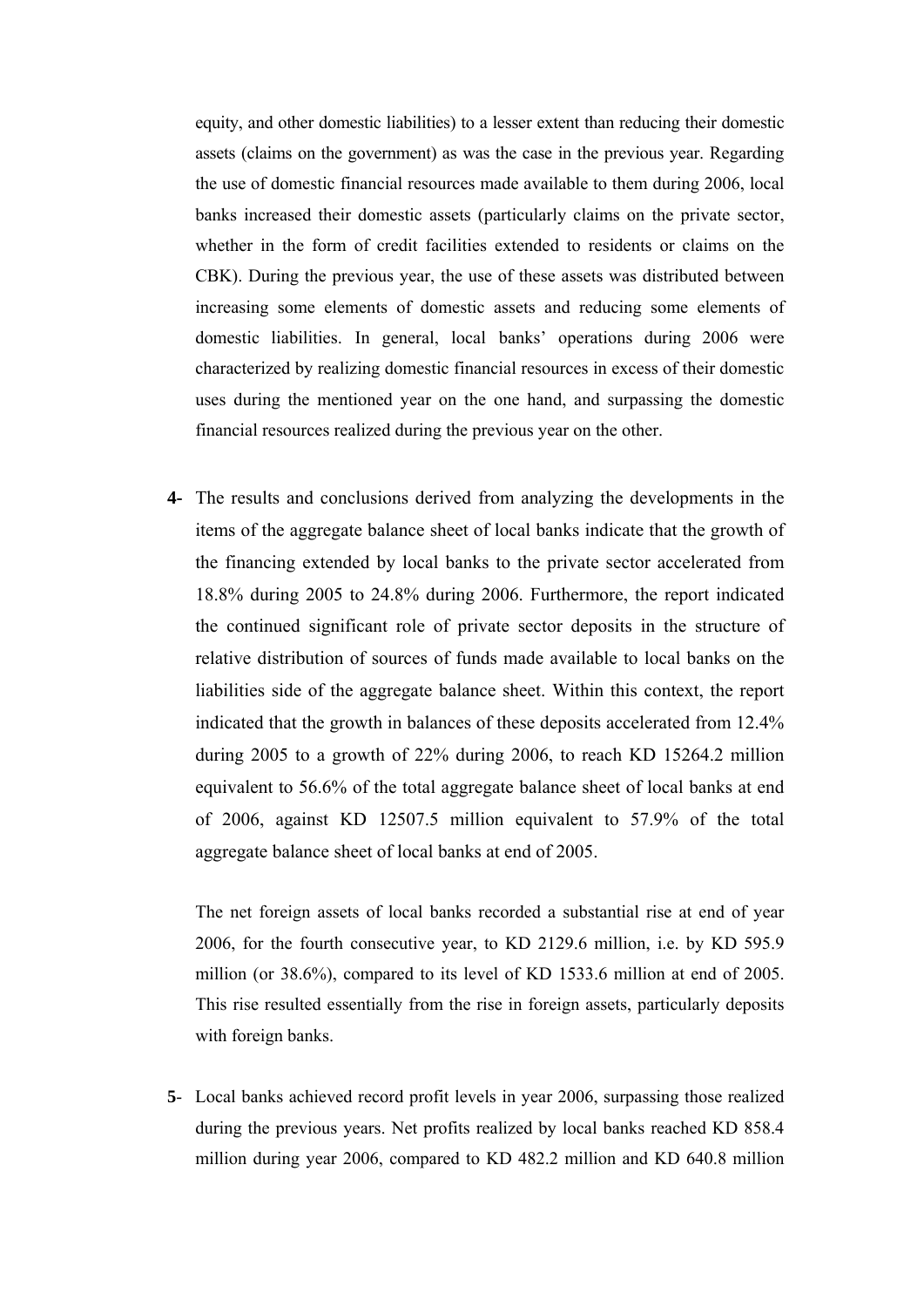equity, and other domestic liabilities) to a lesser extent than reducing their domestic assets (claims on the government) as was the case in the previous year. Regarding the use of domestic financial resources made available to them during 2006, local banks increased their domestic assets (particularly claims on the private sector, whether in the form of credit facilities extended to residents or claims on the CBK). During the previous year, the use of these assets was distributed between increasing some elements of domestic assets and reducing some elements of domestic liabilities. In general, local banks' operations during 2006 were characterized by realizing domestic financial resources in excess of their domestic uses during the mentioned year on the one hand, and surpassing the domestic financial resources realized during the previous year on the other.

**4**- The results and conclusions derived from analyzing the developments in the items of the aggregate balance sheet of local banks indicate that the growth of the financing extended by local banks to the private sector accelerated from 18.8% during 2005 to 24.8% during 2006. Furthermore, the report indicated the continued significant role of private sector deposits in the structure of relative distribution of sources of funds made available to local banks on the liabilities side of the aggregate balance sheet. Within this context, the report indicated that the growth in balances of these deposits accelerated from 12.4% during 2005 to a growth of 22% during 2006, to reach KD 15264.2 million equivalent to 56.6% of the total aggregate balance sheet of local banks at end of 2006, against KD 12507.5 million equivalent to 57.9% of the total aggregate balance sheet of local banks at end of 2005.

The net foreign assets of local banks recorded a substantial rise at end of year 2006, for the fourth consecutive year, to KD 2129.6 million, i.e. by KD 595.9 million (or 38.6%), compared to its level of KD 1533.6 million at end of 2005. This rise resulted essentially from the rise in foreign assets, particularly deposits with foreign banks.

**5**- Local banks achieved record profit levels in year 2006, surpassing those realized during the previous years. Net profits realized by local banks reached KD 858.4 million during year 2006, compared to KD 482.2 million and KD 640.8 million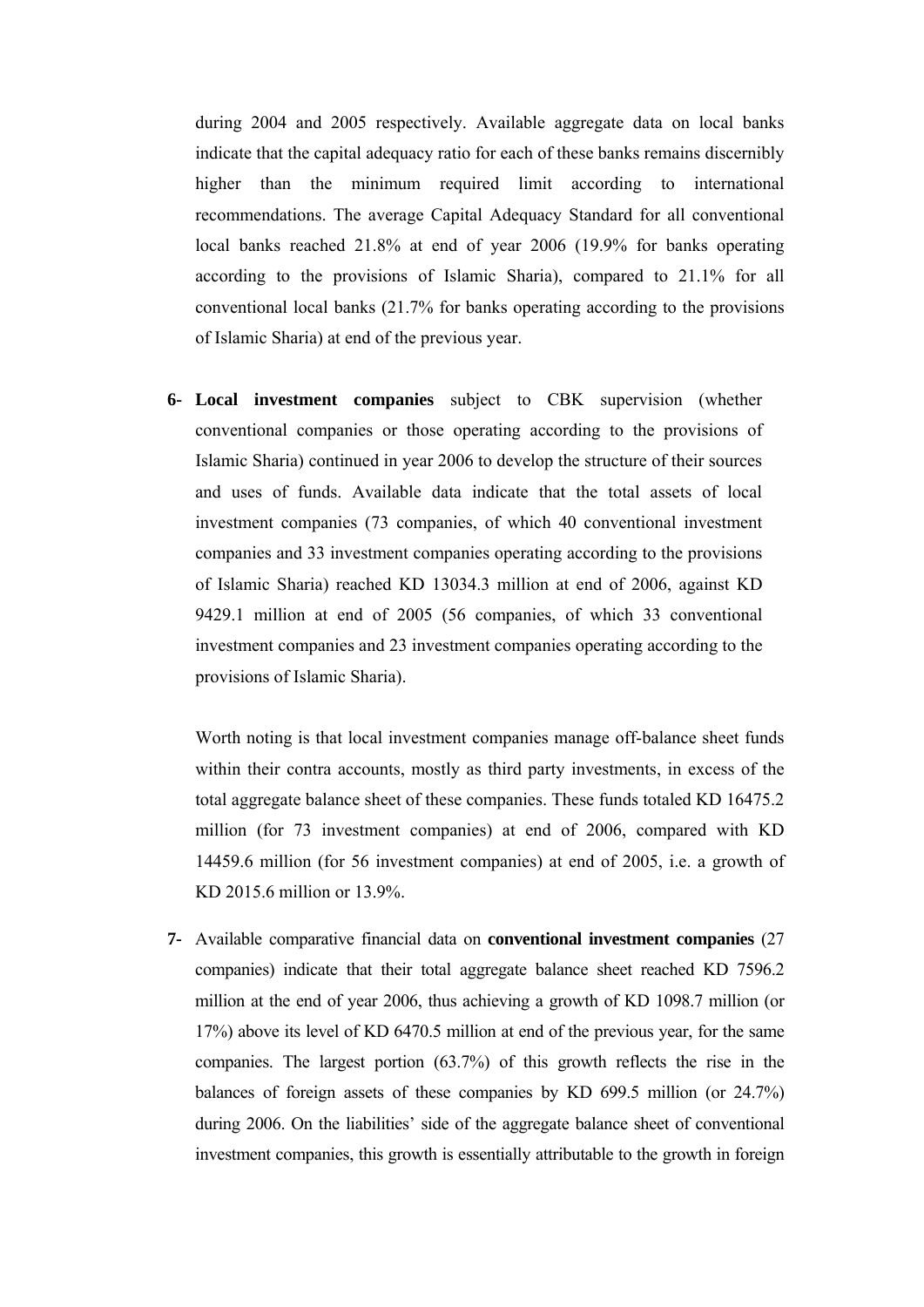during 2004 and 2005 respectively. Available aggregate data on local banks indicate that the capital adequacy ratio for each of these banks remains discernibly higher than the minimum required limit according to international recommendations. The average Capital Adequacy Standard for all conventional local banks reached 21.8% at end of year 2006 (19.9% for banks operating according to the provisions of Islamic Sharia), compared to 21.1% for all conventional local banks (21.7% for banks operating according to the provisions of Islamic Sharia) at end of the previous year.

**6-** **Local investment companies** subject to CBK supervision (whether conventional companies or those operating according to the provisions of Islamic Sharia) continued in year 2006 to develop the structure of their sources and uses of funds. Available data indicate that the total assets of local investment companies (73 companies, of which 40 conventional investment companies and 33 investment companies operating according to the provisions of Islamic Sharia) reached KD 13034.3 million at end of 2006, against KD 9429.1 million at end of 2005 (56 companies, of which 33 conventional investment companies and 23 investment companies operating according to the provisions of Islamic Sharia).

Worth noting is that local investment companies manage off-balance sheet funds within their contra accounts, mostly as third party investments, in excess of the total aggregate balance sheet of these companies. These funds totaled KD 16475.2 million (for 73 investment companies) at end of 2006, compared with KD 14459.6 million (for 56 investment companies) at end of 2005, i.e. a growth of KD 2015.6 million or 13.9%.

**7-** Available comparative financial data on **conventional investment companies** (27 companies) indicate that their total aggregate balance sheet reached KD 7596.2 million at the end of year 2006, thus achieving a growth of KD 1098.7 million (or 17%) above its level of KD 6470.5 million at end of the previous year, for the same companies. The largest portion (63.7%) of this growth reflects the rise in the balances of foreign assets of these companies by KD 699.5 million (or 24.7%) during 2006. On the liabilities' side of the aggregate balance sheet of conventional investment companies, this growth is essentially attributable to the growth in foreign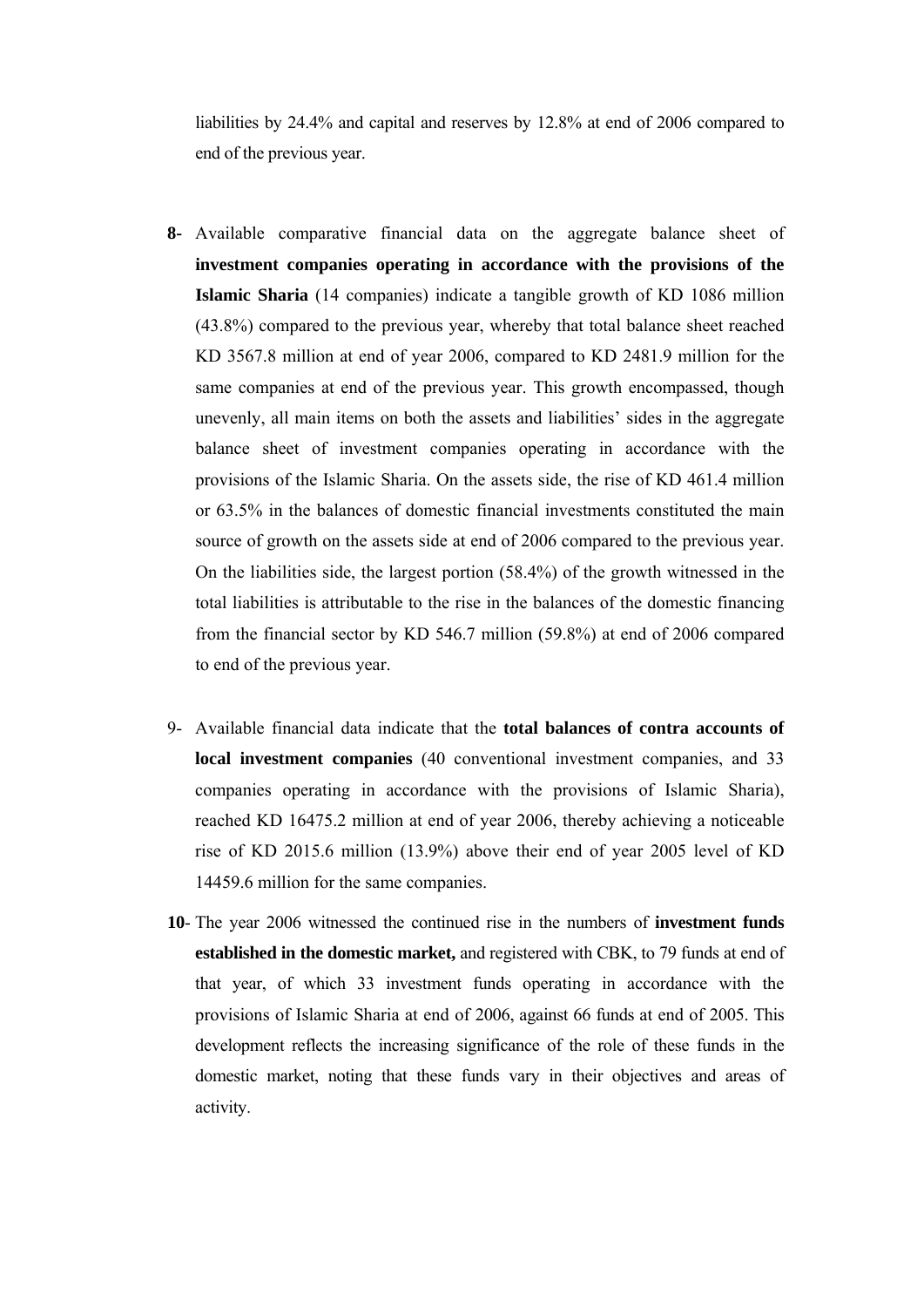liabilities by 24.4% and capital and reserves by 12.8% at end of 2006 compared to end of the previous year.

**8-** Available comparative financial data on the aggregate balance sheet of **investment companies operating in accordance with the provisions of the Islamic Sharia** (14 companies) indicate a tangible growth of KD 1086 million (43.8%) compared to the previous year, whereby that total balance sheet reached KD 3567.8 million at end of year 2006, compared to KD 2481.9 million for the same companies at end of the previous year. This growth encompassed, though unevenly, all main items on both the assets and liabilities' sides in the aggregate balance sheet of investment companies operating in accordance with the provisions of the Islamic Sharia. On the assets side, the rise of KD 461.4 million or 63.5% in the balances of domestic financial investments constituted the main source of growth on the assets side at end of 2006 compared to the previous year. On the liabilities side, the largest portion (58.4%) of the growth witnessed in the total liabilities is attributable to the rise in the balances of the domestic financing from the financial sector by KD 546.7 million (59.8%) at end of 2006 compared to end of the previous year.

9- Available financial data indicate that the **total balances of contra accounts of local investment companies** (40 conventional investment companies, and 33 companies operating in accordance with the provisions of Islamic Sharia), reached KD 16475.2 million at end of year 2006, thereby achieving a noticeable rise of KD 2015.6 million (13.9%) above their end of year 2005 level of KD 14459.6 million for the same companies.

**10**- The year 2006 witnessed the continued rise in the numbers of **investment funds established in the domestic market,** and registered with CBK, to 79 funds at end of that year, of which 33 investment funds operating in accordance with the provisions of Islamic Sharia at end of 2006, against 66 funds at end of 2005. This development reflects the increasing significance of the role of these funds in the domestic market, noting that these funds vary in their objectives and areas of activity.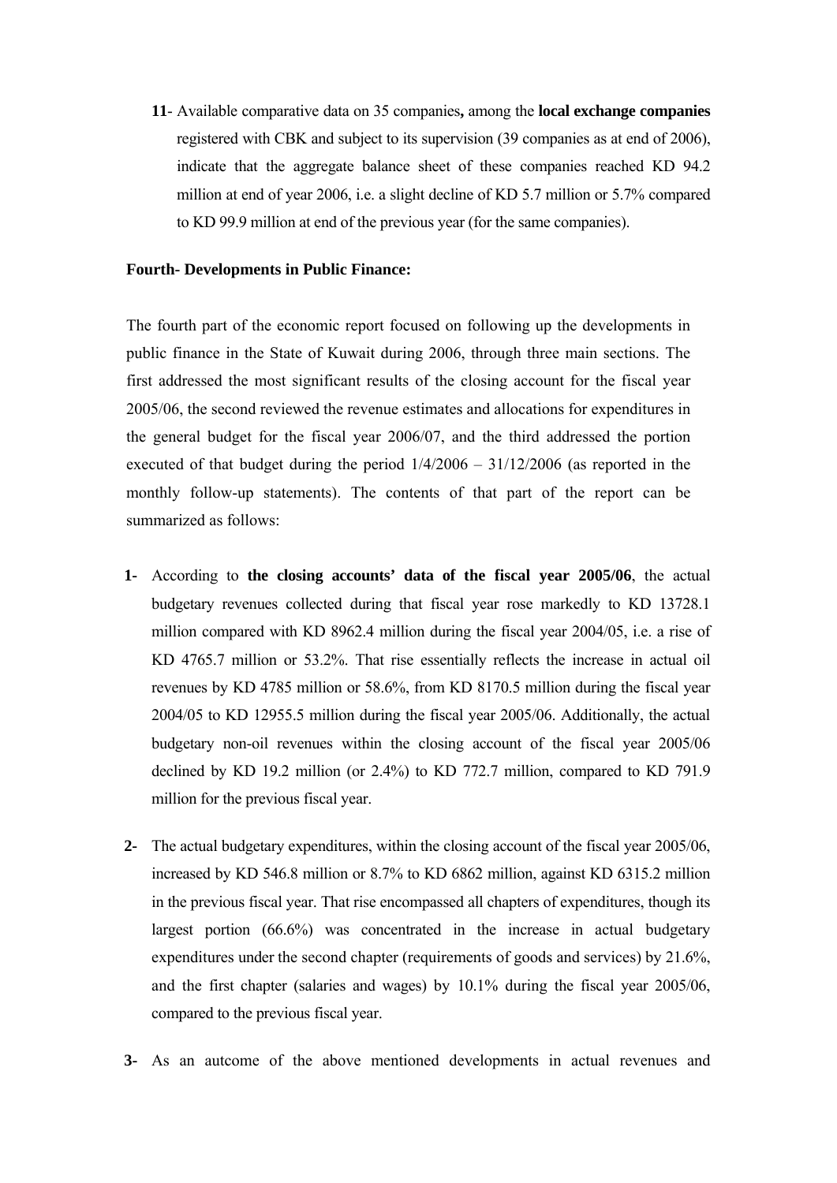11- Available comparative data on 35 companies**,** among the **local exchange companies** registered with CBK and subject to its supervision (39 companies as at end of 2006), indicate that the aggregate balance sheet of these companies reached KD 94.2 million at end of year 2006, i.e. a slight decline of KD 5.7 million or 5.7% compared to KD 99.9 million at end of the previous year (for the same companies).

**Fourth- Developments in Public Finance:**

The fourth part of the economic report focused on following up the developments in public finance in the State of Kuwait during 2006, through three main sections. The first addressed the most significant results of the closing account for the fiscal year 2005/06, the second reviewed the revenue estimates and allocations for expenditures in the general budget for the fiscal year 2006/07, and the third addressed the portion executed of that budget during the period 1/4/2006 – 31/12/2006 (as reported in the monthly follow-up statements). The contents of that part of the report can be summarized as follows:

1- According to **the closing accounts' data of the fiscal year 2005/06**, the actual budgetary revenues collected during that fiscal year rose markedly to KD 13728.1 million compared with KD 8962.4 million during the fiscal year 2004/05, i.e. a rise of KD 4765.7 million or 53.2%. That rise essentially reflects the increase in actual oil revenues by KD 4785 million or 58.6%, from KD 8170.5 million during the fiscal year 2004/05 to KD 12955.5 million during the fiscal year 2005/06. Additionally, the actual budgetary non-oil revenues within the closing account of the fiscal year 2005/06 declined by KD 19.2 million (or 2.4%) to KD 772.7 million, compared to KD 791.9 million for the previous fiscal year.

2- The actual budgetary expenditures, within the closing account of the fiscal year 2005/06, increased by KD 546.8 million or 8.7% to KD 6862 million, against KD 6315.2 million in the previous fiscal year. That rise encompassed all chapters of expenditures, though its largest portion (66.6%) was concentrated in the increase in actual budgetary expenditures under the second chapter (requirements of goods and services) by 21.6%, and the first chapter (salaries and wages) by 10.1% during the fiscal year 2005/06, compared to the previous fiscal year.

3- As an autcome of the above mentioned developments in actual revenues and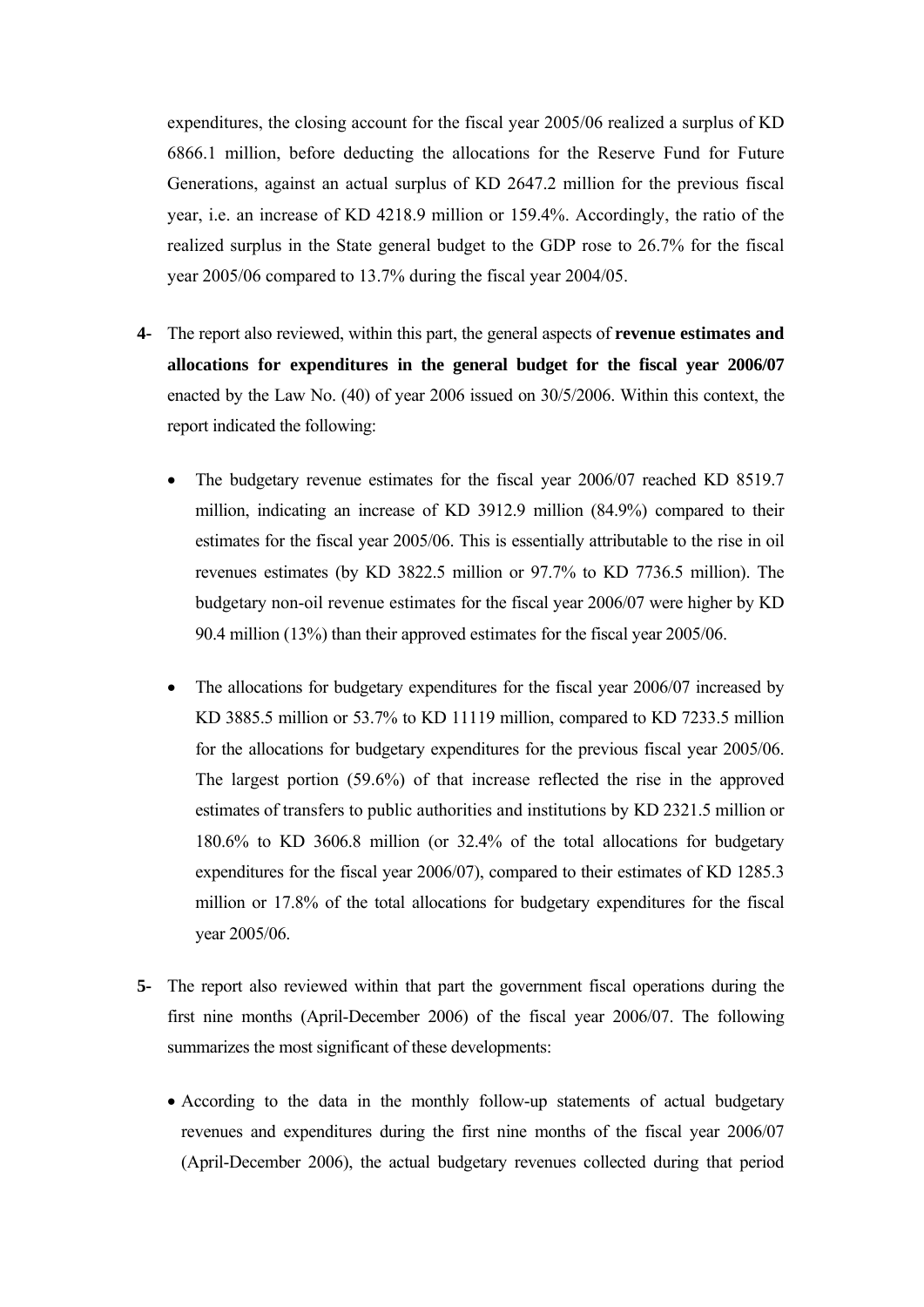expenditures, the closing account for the fiscal year 2005/06 realized a surplus of KD 6866.1 million, before deducting the allocations for the Reserve Fund for Future Generations, against an actual surplus of KD 2647.2 million for the previous fiscal year, i.e. an increase of KD 4218.9 million or 159.4%. Accordingly, the ratio of the realized surplus in the State general budget to the GDP rose to 26.7% for the fiscal year 2005/06 compared to 13.7% during the fiscal year 2004/05.

**4-** The report also reviewed, within this part, the general aspects of **revenue estimates and allocations for expenditures in the general budget for the fiscal year 2006/07** enacted by the Law No. (40) of year 2006 issued on 30/5/2006. Within this context, the report indicated the following:

- The budgetary revenue estimates for the fiscal year 2006/07 reached KD 8519.7 million, indicating an increase of KD 3912.9 million (84.9%) compared to their estimates for the fiscal year 2005/06. This is essentially attributable to the rise in oil revenues estimates (by KD 3822.5 million or 97.7% to KD 7736.5 million). The budgetary non-oil revenue estimates for the fiscal year 2006/07 were higher by KD 90.4 million (13%) than their approved estimates for the fiscal year 2005/06.

- The allocations for budgetary expenditures for the fiscal year 2006/07 increased by KD 3885.5 million or 53.7% to KD 11119 million, compared to KD 7233.5 million for the allocations for budgetary expenditures for the previous fiscal year 2005/06. The largest portion (59.6%) of that increase reflected the rise in the approved estimates of transfers to public authorities and institutions by KD 2321.5 million or 180.6% to KD 3606.8 million (or 32.4% of the total allocations for budgetary expenditures for the fiscal year 2006/07), compared to their estimates of KD 1285.3 million or 17.8% of the total allocations for budgetary expenditures for the fiscal year 2005/06.

**5-** The report also reviewed within that part the government fiscal operations during the first nine months (April-December 2006) of the fiscal year 2006/07. The following summarizes the most significant of these developments:

- According to the data in the monthly follow-up statements of actual budgetary revenues and expenditures during the first nine months of the fiscal year 2006/07 (April-December 2006), the actual budgetary revenues collected during that period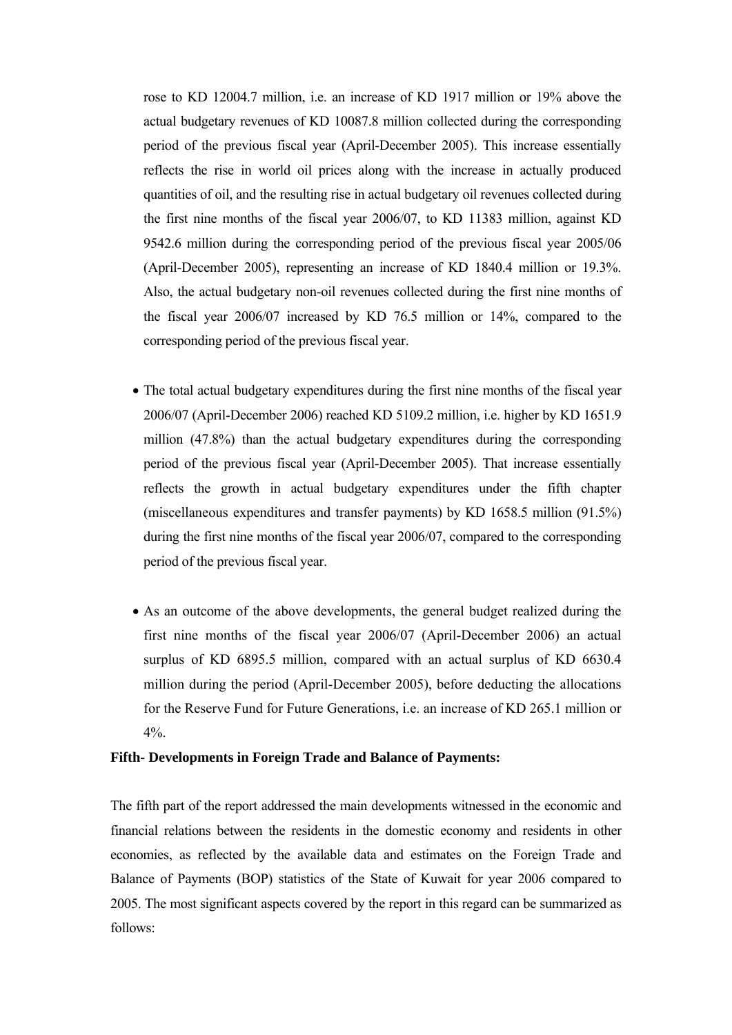rose to KD 12004.7 million, i.e. an increase of KD 1917 million or 19% above the actual budgetary revenues of KD 10087.8 million collected during the corresponding period of the previous fiscal year (April-December 2005). This increase essentially reflects the rise in world oil prices along with the increase in actually produced quantities of oil, and the resulting rise in actual budgetary oil revenues collected during the first nine months of the fiscal year 2006/07, to KD 11383 million, against KD 9542.6 million during the corresponding period of the previous fiscal year 2005/06 (April-December 2005), representing an increase of KD 1840.4 million or 19.3%. Also, the actual budgetary non-oil revenues collected during the first nine months of the fiscal year 2006/07 increased by KD 76.5 million or 14%, compared to the corresponding period of the previous fiscal year.

- The total actual budgetary expenditures during the first nine months of the fiscal year 2006/07 (April-December 2006) reached KD 5109.2 million, i.e. higher by KD 1651.9 million (47.8%) than the actual budgetary expenditures during the corresponding period of the previous fiscal year (April-December 2005). That increase essentially reflects the growth in actual budgetary expenditures under the fifth chapter (miscellaneous expenditures and transfer payments) by KD 1658.5 million (91.5%) during the first nine months of the fiscal year 2006/07, compared to the corresponding period of the previous fiscal year.

- As an outcome of the above developments, the general budget realized during the first nine months of the fiscal year 2006/07 (April-December 2006) an actual surplus of KD 6895.5 million, compared with an actual surplus of KD 6630.4 million during the period (April-December 2005), before deducting the allocations for the Reserve Fund for Future Generations, i.e. an increase of KD 265.1 million or 4%.

**Fifth- Developments in Foreign Trade and Balance of Payments:**

The fifth part of the report addressed the main developments witnessed in the economic and financial relations between the residents in the domestic economy and residents in other economies, as reflected by the available data and estimates on the Foreign Trade and Balance of Payments (BOP) statistics of the State of Kuwait for year 2006 compared to 2005. The most significant aspects covered by the report in this regard can be summarized as follows: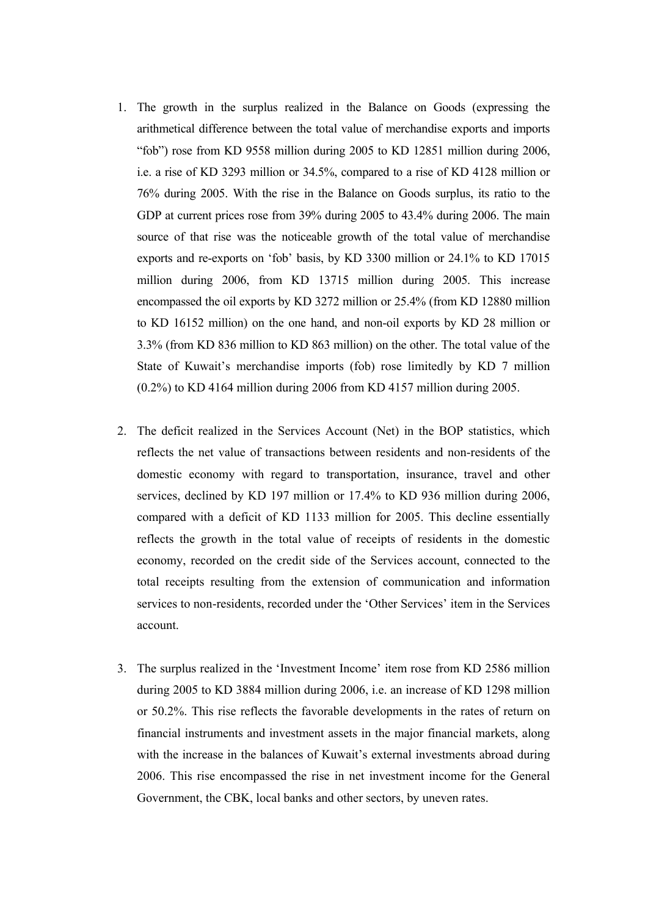1. The growth in the surplus realized in the Balance on Goods (expressing the arithmetical difference between the total value of merchandise exports and imports "fob") rose from KD 9558 million during 2005 to KD 12851 million during 2006, i.e. a rise of KD 3293 million or 34.5%, compared to a rise of KD 4128 million or 76% during 2005. With the rise in the Balance on Goods surplus, its ratio to the GDP at current prices rose from 39% during 2005 to 43.4% during 2006. The main source of that rise was the noticeable growth of the total value of merchandise exports and re-exports on 'fob' basis, by KD 3300 million or 24.1% to KD 17015 million during 2006, from KD 13715 million during 2005. This increase encompassed the oil exports by KD 3272 million or 25.4% (from KD 12880 million to KD 16152 million) on the one hand, and non-oil exports by KD 28 million or 3.3% (from KD 836 million to KD 863 million) on the other. The total value of the State of Kuwait's merchandise imports (fob) rose limitedly by KD 7 million (0.2%) to KD 4164 million during 2006 from KD 4157 million during 2005.

2. The deficit realized in the Services Account (Net) in the BOP statistics, which reflects the net value of transactions between residents and non-residents of the domestic economy with regard to transportation, insurance, travel and other services, declined by KD 197 million or 17.4% to KD 936 million during 2006, compared with a deficit of KD 1133 million for 2005. This decline essentially reflects the growth in the total value of receipts of residents in the domestic economy, recorded on the credit side of the Services account, connected to the total receipts resulting from the extension of communication and information services to non-residents, recorded under the 'Other Services' item in the Services account.

3. The surplus realized in the 'Investment Income' item rose from KD 2586 million during 2005 to KD 3884 million during 2006, i.e. an increase of KD 1298 million or 50.2%. This rise reflects the favorable developments in the rates of return on financial instruments and investment assets in the major financial markets, along with the increase in the balances of Kuwait's external investments abroad during 2006. This rise encompassed the rise in net investment income for the General Government, the CBK, local banks and other sectors, by uneven rates.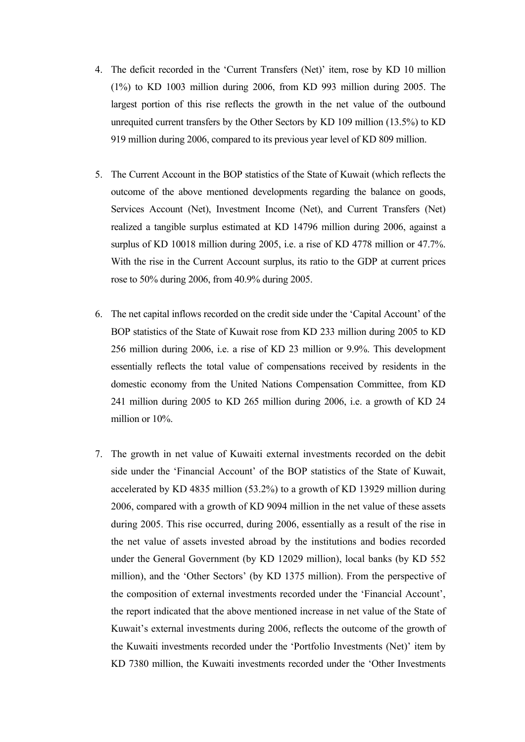4. The deficit recorded in the 'Current Transfers (Net)' item, rose by KD 10 million (1%) to KD 1003 million during 2006, from KD 993 million during 2005. The largest portion of this rise reflects the growth in the net value of the outbound unrequited current transfers by the Other Sectors by KD 109 million (13.5%) to KD 919 million during 2006, compared to its previous year level of KD 809 million.

5. The Current Account in the BOP statistics of the State of Kuwait (which reflects the outcome of the above mentioned developments regarding the balance on goods, Services Account (Net), Investment Income (Net), and Current Transfers (Net) realized a tangible surplus estimated at KD 14796 million during 2006, against a surplus of KD 10018 million during 2005, i.e. a rise of KD 4778 million or 47.7%. With the rise in the Current Account surplus, its ratio to the GDP at current prices rose to 50% during 2006, from 40.9% during 2005.

6. The net capital inflows recorded on the credit side under the 'Capital Account' of the BOP statistics of the State of Kuwait rose from KD 233 million during 2005 to KD 256 million during 2006, i.e. a rise of KD 23 million or 9.9%. This development essentially reflects the total value of compensations received by residents in the domestic economy from the United Nations Compensation Committee, from KD 241 million during 2005 to KD 265 million during 2006, i.e. a growth of KD 24 million or 10%.

7. The growth in net value of Kuwaiti external investments recorded on the debit side under the 'Financial Account' of the BOP statistics of the State of Kuwait, accelerated by KD 4835 million (53.2%) to a growth of KD 13929 million during 2006, compared with a growth of KD 9094 million in the net value of these assets during 2005. This rise occurred, during 2006, essentially as a result of the rise in the net value of assets invested abroad by the institutions and bodies recorded under the General Government (by KD 12029 million), local banks (by KD 552 million), and the 'Other Sectors' (by KD 1375 million). From the perspective of the composition of external investments recorded under the 'Financial Account', the report indicated that the above mentioned increase in net value of the State of Kuwait's external investments during 2006, reflects the outcome of the growth of the Kuwaiti investments recorded under the 'Portfolio Investments (Net)' item by KD 7380 million, the Kuwaiti investments recorded under the 'Other Investments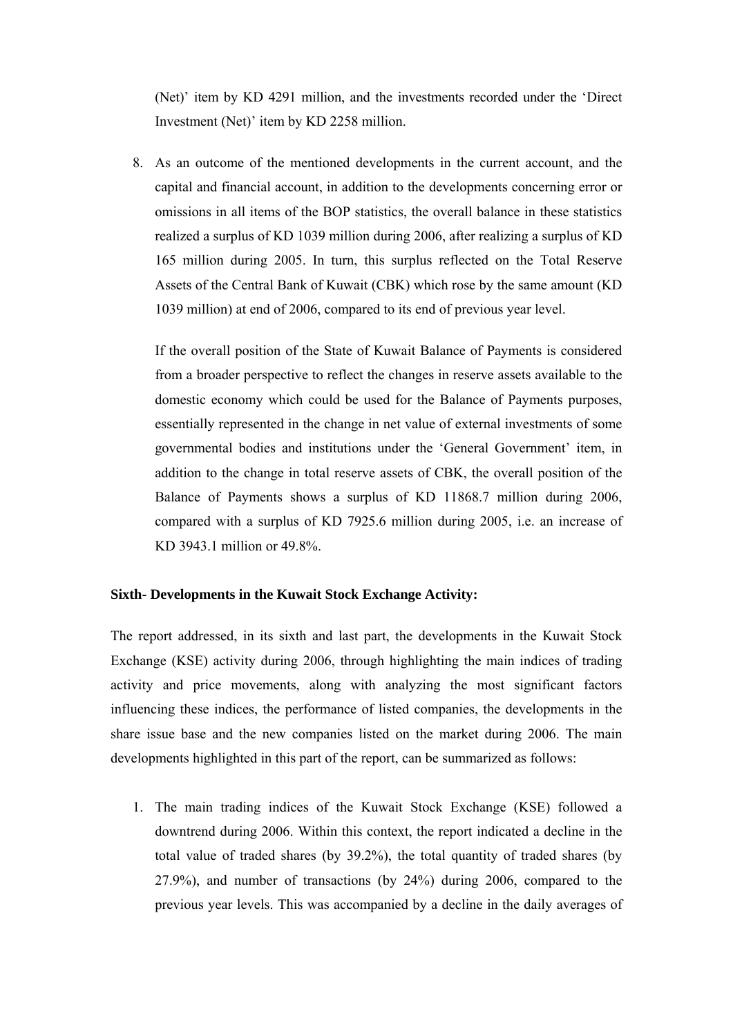(Net)' item by KD 4291 million, and the investments recorded under the 'Direct Investment (Net)' item by KD 2258 million.

8. As an outcome of the mentioned developments in the current account, and the capital and financial account, in addition to the developments concerning error or omissions in all items of the BOP statistics, the overall balance in these statistics realized a surplus of KD 1039 million during 2006, after realizing a surplus of KD 165 million during 2005. In turn, this surplus reflected on the Total Reserve Assets of the Central Bank of Kuwait (CBK) which rose by the same amount (KD 1039 million) at end of 2006, compared to its end of previous year level.

   If the overall position of the State of Kuwait Balance of Payments is considered from a broader perspective to reflect the changes in reserve assets available to the domestic economy which could be used for the Balance of Payments purposes, essentially represented in the change in net value of external investments of some governmental bodies and institutions under the 'General Government' item, in addition to the change in total reserve assets of CBK, the overall position of the Balance of Payments shows a surplus of KD 11868.7 million during 2006, compared with a surplus of KD 7925.6 million during 2005, i.e. an increase of KD 3943.1 million or 49.8%.

**Sixth- Developments in the Kuwait Stock Exchange Activity:**

The report addressed, in its sixth and last part, the developments in the Kuwait Stock Exchange (KSE) activity during 2006, through highlighting the main indices of trading activity and price movements, along with analyzing the most significant factors influencing these indices, the performance of listed companies, the developments in the share issue base and the new companies listed on the market during 2006. The main developments highlighted in this part of the report, can be summarized as follows:

1. The main trading indices of the Kuwait Stock Exchange (KSE) followed a downtrend during 2006. Within this context, the report indicated a decline in the total value of traded shares (by 39.2%), the total quantity of traded shares (by 27.9%), and number of transactions (by 24%) during 2006, compared to the previous year levels. This was accompanied by a decline in the daily averages of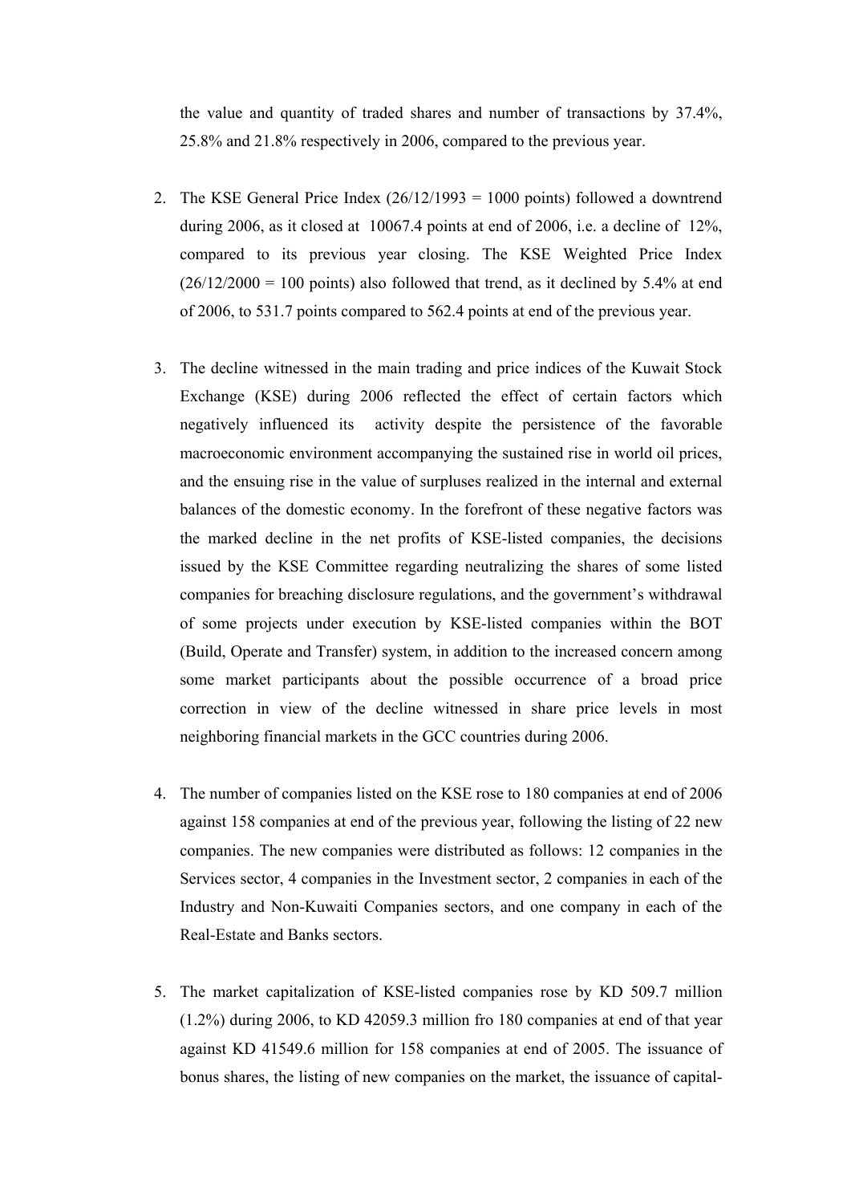the value and quantity of traded shares and number of transactions by 37.4%, 25.8% and 21.8% respectively in 2006, compared to the previous year.

2. The KSE General Price Index (26/12/1993 = 1000 points) followed a downtrend during 2006, as it closed at 10067.4 points at end of 2006, i.e. a decline of 12%, compared to its previous year closing. The KSE Weighted Price Index (26/12/2000 = 100 points) also followed that trend, as it declined by 5.4% at end of 2006, to 531.7 points compared to 562.4 points at end of the previous year.

3. The decline witnessed in the main trading and price indices of the Kuwait Stock Exchange (KSE) during 2006 reflected the effect of certain factors which negatively influenced its activity despite the persistence of the favorable macroeconomic environment accompanying the sustained rise in world oil prices, and the ensuing rise in the value of surpluses realized in the internal and external balances of the domestic economy. In the forefront of these negative factors was the marked decline in the net profits of KSE-listed companies, the decisions issued by the KSE Committee regarding neutralizing the shares of some listed companies for breaching disclosure regulations, and the government's withdrawal of some projects under execution by KSE-listed companies within the BOT (Build, Operate and Transfer) system, in addition to the increased concern among some market participants about the possible occurrence of a broad price correction in view of the decline witnessed in share price levels in most neighboring financial markets in the GCC countries during 2006.

4. The number of companies listed on the KSE rose to 180 companies at end of 2006 against 158 companies at end of the previous year, following the listing of 22 new companies. The new companies were distributed as follows: 12 companies in the Services sector, 4 companies in the Investment sector, 2 companies in each of the Industry and Non-Kuwaiti Companies sectors, and one company in each of the Real-Estate and Banks sectors.

5. The market capitalization of KSE-listed companies rose by KD 509.7 million (1.2%) during 2006, to KD 42059.3 million fro 180 companies at end of that year against KD 41549.6 million for 158 companies at end of 2005. The issuance of bonus shares, the listing of new companies on the market, the issuance of capital-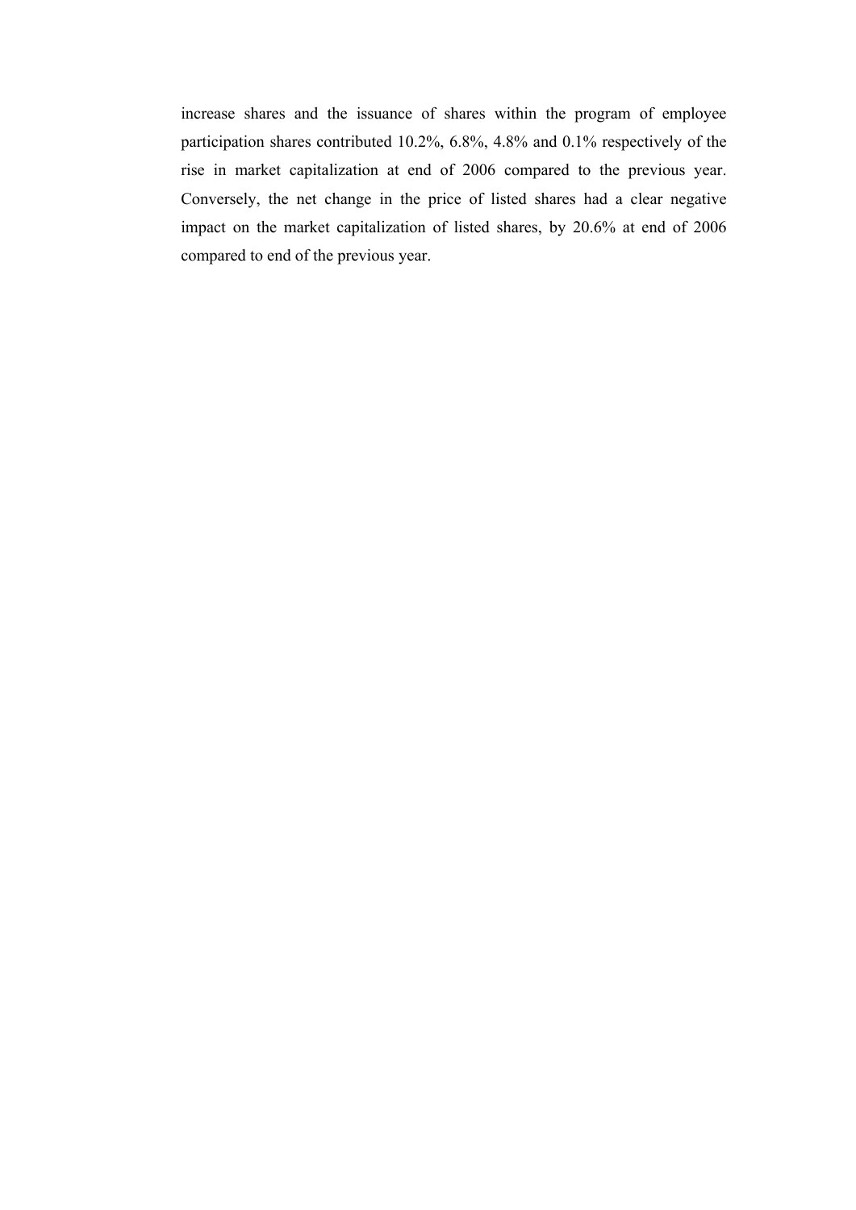increase shares and the issuance of shares within the program of employee participation shares contributed 10.2%, 6.8%, 4.8% and 0.1% respectively of the rise in market capitalization at end of 2006 compared to the previous year. Conversely, the net change in the price of listed shares had a clear negative impact on the market capitalization of listed shares, by 20.6% at end of 2006 compared to end of the previous year.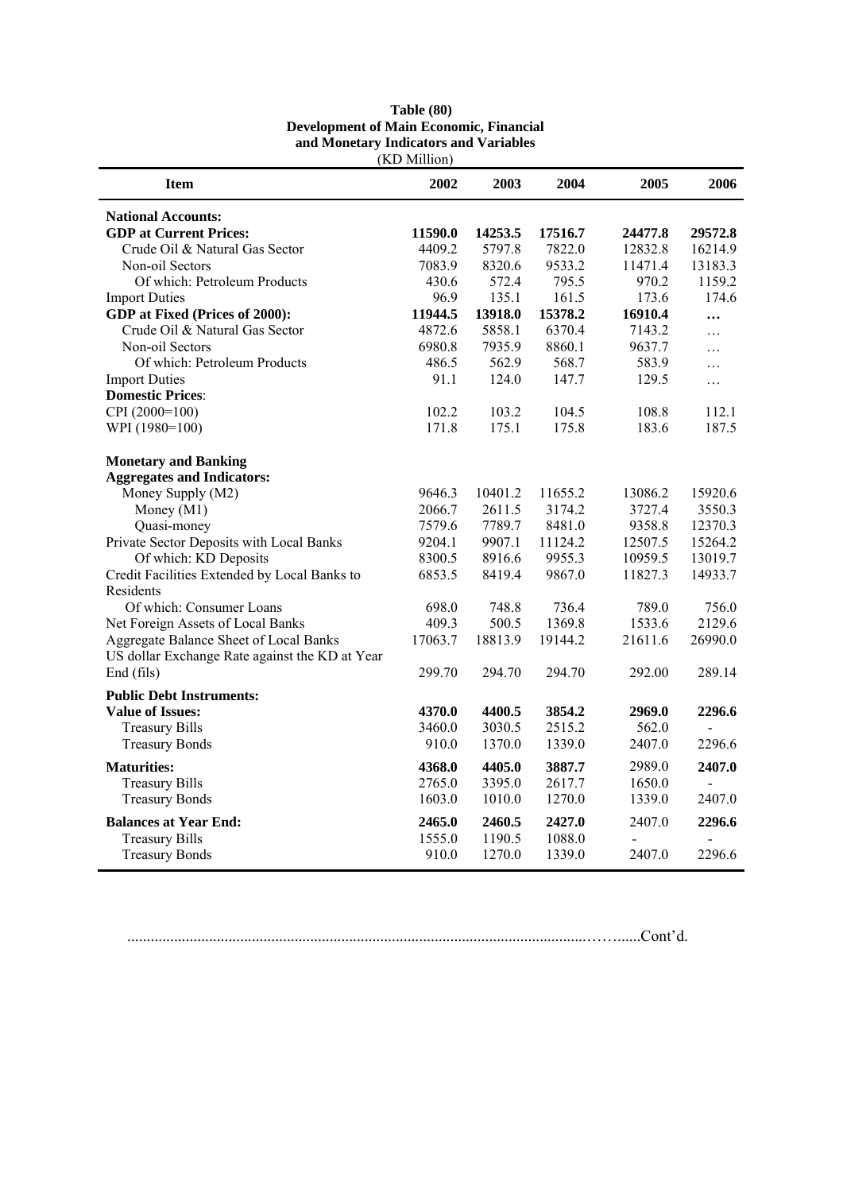**Table (80)**
**Development of Main Economic, Financial and Monetary Indicators and Variables**
(KD Million)

| Item | 2002 | 2003 | 2004 | 2005 | 2006 |
|---|---|---|---|---|---|
| **National Accounts:** | | | | | |
| **GDP at Current Prices:** | **11590.0** | **14253.5** | **17516.7** | **24477.8** | **29572.8** |
| Crude Oil & Natural Gas Sector | 4409.2 | 5797.8 | 7822.0 | 12832.8 | 16214.9 |
| Non-oil Sectors | 7083.9 | 8320.6 | 9533.2 | 11471.4 | 13183.3 |
| Of which: Petroleum Products | 430.6 | 572.4 | 795.5 | 970.2 | 1159.2 |
| Import Duties | 96.9 | 135.1 | 161.5 | 173.6 | 174.6 |
| **GDP at Fixed (Prices of 2000):** | **11944.5** | **13918.0** | **15378.2** | **16910.4** | **…** |
| Crude Oil & Natural Gas Sector | 4872.6 | 5858.1 | 6370.4 | 7143.2 | … |
| Non-oil Sectors | 6980.8 | 7935.9 | 8860.1 | 9637.7 | … |
| Of which: Petroleum Products | 486.5 | 562.9 | 568.7 | 583.9 | … |
| Import Duties | 91.1 | 124.0 | 147.7 | 129.5 | … |
| **Domestic Prices**: | | | | | |
| CPI (2000=100) | 102.2 | 103.2 | 104.5 | 108.8 | 112.1 |
| WPI (1980=100) | 171.8 | 175.1 | 175.8 | 183.6 | 187.5 |
| **Monetary and Banking Aggregates and Indicators:** | | | | | |
| Money Supply (M2) | 9646.3 | 10401.2 | 11655.2 | 13086.2 | 15920.6 |
| Money (M1) | 2066.7 | 2611.5 | 3174.2 | 3727.4 | 3550.3 |
| Quasi-money | 7579.6 | 7789.7 | 8481.0 | 9358.8 | 12370.3 |
| Private Sector Deposits with Local Banks | 9204.1 | 9907.1 | 11124.2 | 12507.5 | 15264.2 |
| Of which: KD Deposits | 8300.5 | 8916.6 | 9955.3 | 10959.5 | 13019.7 |
| Credit Facilities Extended by Local Banks to Residents | 6853.5 | 8419.4 | 9867.0 | 11827.3 | 14933.7 |
| Of which: Consumer Loans | 698.0 | 748.8 | 736.4 | 789.0 | 756.0 |
| Net Foreign Assets of Local Banks | 409.3 | 500.5 | 1369.8 | 1533.6 | 2129.6 |
| Aggregate Balance Sheet of Local Banks | 17063.7 | 18813.9 | 19144.2 | 21611.6 | 26990.0 |
| US dollar Exchange Rate against the KD at Year End (fils) | 299.70 | 294.70 | 294.70 | 292.00 | 289.14 |
| **Public Debt Instruments:** | | | | | |
| **Value of Issues:** | **4370.0** | **4400.5** | **3854.2** | **2969.0** | **2296.6** |
| Treasury Bills | 3460.0 | 3030.5 | 2515.2 | 562.0 | - |
| Treasury Bonds | 910.0 | 1370.0 | 1339.0 | 2407.0 | 2296.6 |
| **Maturities:** | **4368.0** | **4405.0** | **3887.7** | 2989.0 | **2407.0** |
| Treasury Bills | 2765.0 | 3395.0 | 2617.7 | 1650.0 | - |
| Treasury Bonds | 1603.0 | 1010.0 | 1270.0 | 1339.0 | 2407.0 |
| **Balances at Year End:** | **2465.0** | **2460.5** | **2427.0** | 2407.0 | **2296.6** |
| Treasury Bills | 1555.0 | 1190.5 | 1088.0 | - | - |
| Treasury Bonds | 910.0 | 1270.0 | 1339.0 | 2407.0 | 2296.6 |

.......................................................................................................................Cont'd.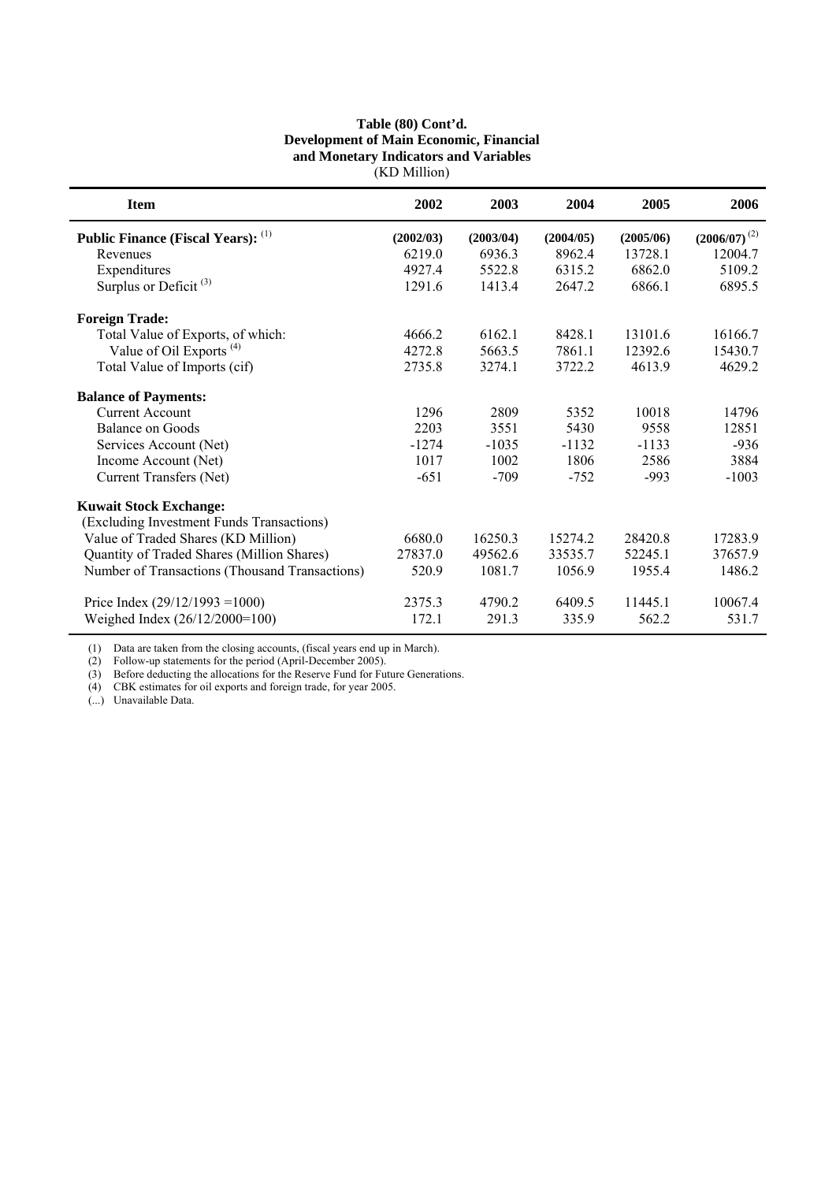**Table (80) Cont'd.**
**Development of Main Economic, Financial and Monetary Indicators and Variables**
(KD Million)

| Item | 2002 | 2003 | 2004 | 2005 | 2006 |
|---|---|---|---|---|---|
| **Public Finance (Fiscal Years):** (1) | **(2002/03)** | **(2003/04)** | **(2004/05)** | **(2005/06)** | **(2006/07)** (2) |
| Revenues | 6219.0 | 6936.3 | 8962.4 | 13728.1 | 12004.7 |
| Expenditures | 4927.4 | 5522.8 | 6315.2 | 6862.0 | 5109.2 |
| Surplus or Deficit (3) | 1291.6 | 1413.4 | 2647.2 | 6866.1 | 6895.5 |
| **Foreign Trade:** | | | | | |
| Total Value of Exports, of which: | 4666.2 | 6162.1 | 8428.1 | 13101.6 | 16166.7 |
| Value of Oil Exports (4) | 4272.8 | 5663.5 | 7861.1 | 12392.6 | 15430.7 |
| Total Value of Imports (cif) | 2735.8 | 3274.1 | 3722.2 | 4613.9 | 4629.2 |
| **Balance of Payments:** | | | | | |
| Current Account | 1296 | 2809 | 5352 | 10018 | 14796 |
| Balance on Goods | 2203 | 3551 | 5430 | 9558 | 12851 |
| Services Account (Net) | -1274 | -1035 | -1132 | -1133 | -936 |
| Income Account (Net) | 1017 | 1002 | 1806 | 2586 | 3884 |
| Current Transfers (Net) | -651 | -709 | -752 | -993 | -1003 |
| **Kuwait Stock Exchange:** | | | | | |
| (Excluding Investment Funds Transactions) | | | | | |
| Value of Traded Shares (KD Million) | 6680.0 | 16250.3 | 15274.2 | 28420.8 | 17283.9 |
| Quantity of Traded Shares (Million Shares) | 27837.0 | 49562.6 | 33535.7 | 52245.1 | 37657.9 |
| Number of Transactions (Thousand Transactions) | 520.9 | 1081.7 | 1056.9 | 1955.4 | 1486.2 |
| Price Index (29/12/1993 =1000) | 2375.3 | 4790.2 | 6409.5 | 11445.1 | 10067.4 |
| Weighed Index (26/12/2000=100) | 172.1 | 291.3 | 335.9 | 562.2 | 531.7 |

(1) Data are taken from the closing accounts, (fiscal years end up in March).
(2) Follow-up statements for the period (April-December 2005).
(3) Before deducting the allocations for the Reserve Fund for Future Generations.
(4) CBK estimates for oil exports and foreign trade, for year 2005.
(...) Unavailable Data.